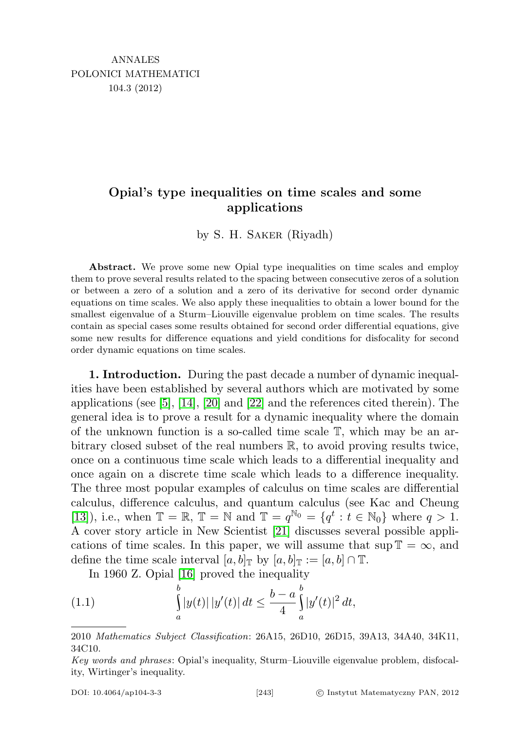ANNALES
POLONICI MATHEMATICI
104.3 (2012)

# Opial's type inequalities on time scales and some applications

by S. H. Saker (Riyadh)

**Abstract.** We prove some new Opial type inequalities on time scales and employ them to prove several results related to the spacing between consecutive zeros of a solution or between a zero of a solution and a zero of its derivative for second order dynamic equations on time scales. We also apply these inequalities to obtain a lower bound for the smallest eigenvalue of a Sturm–Liouville eigenvalue problem on time scales. The results contain as special cases some results obtained for second order differential equations, give some new results for difference equations and yield conditions for disfocality for second order dynamic equations on time scales.

**1. Introduction.** During the past decade a number of dynamic inequalities have been established by several authors which are motivated by some applications (see [5], [14], [20] and [22] and the references cited therein). The general idea is to prove a result for a dynamic inequality where the domain of the unknown function is a so-called time scale $\mathbb{T}$, which may be an arbitrary closed subset of the real numbers $\mathbb{R}$, to avoid proving results twice, once on a continuous time scale which leads to a differential inequality and once again on a discrete time scale which leads to a difference inequality. The three most popular examples of calculus on time scales are differential calculus, difference calculus, and quantum calculus (see Kac and Cheung [13]), i.e., when $\mathbb{T} = \mathbb{R}$, $\mathbb{T} = \mathbb{N}$ and $\mathbb{T} = q^{\mathbb{N}_0} = \{q^t : t \in \mathbb{N}_0\}$ where $q > 1$. A cover story article in New Scientist [21] discusses several possible applications of time scales. In this paper, we will assume that $\sup \mathbb{T} = \infty$, and define the time scale interval $[a, b]_{\mathbb{T}}$ by $[a, b]_{\mathbb{T}} := [a, b] \cap \mathbb{T}$.

In 1960 Z. Opial [16] proved the inequality

$$\int_a^b |y(t)|\,|y'(t)|\,dt \leq \frac{b-a}{4} \int_a^b |y'(t)|^2\,dt, \tag{1.1}$$

2010 *Mathematics Subject Classification*: 26A15, 26D10, 26D15, 39A13, 34A40, 34K11, 34C10.

*Key words and phrases*: Opial's inequality, Sturm–Liouville eigenvalue problem, disfocality, Wirtinger's inequality.

DOI: 10.4064/ap104-3-3 © Instytut Matematyczny PAN, 2012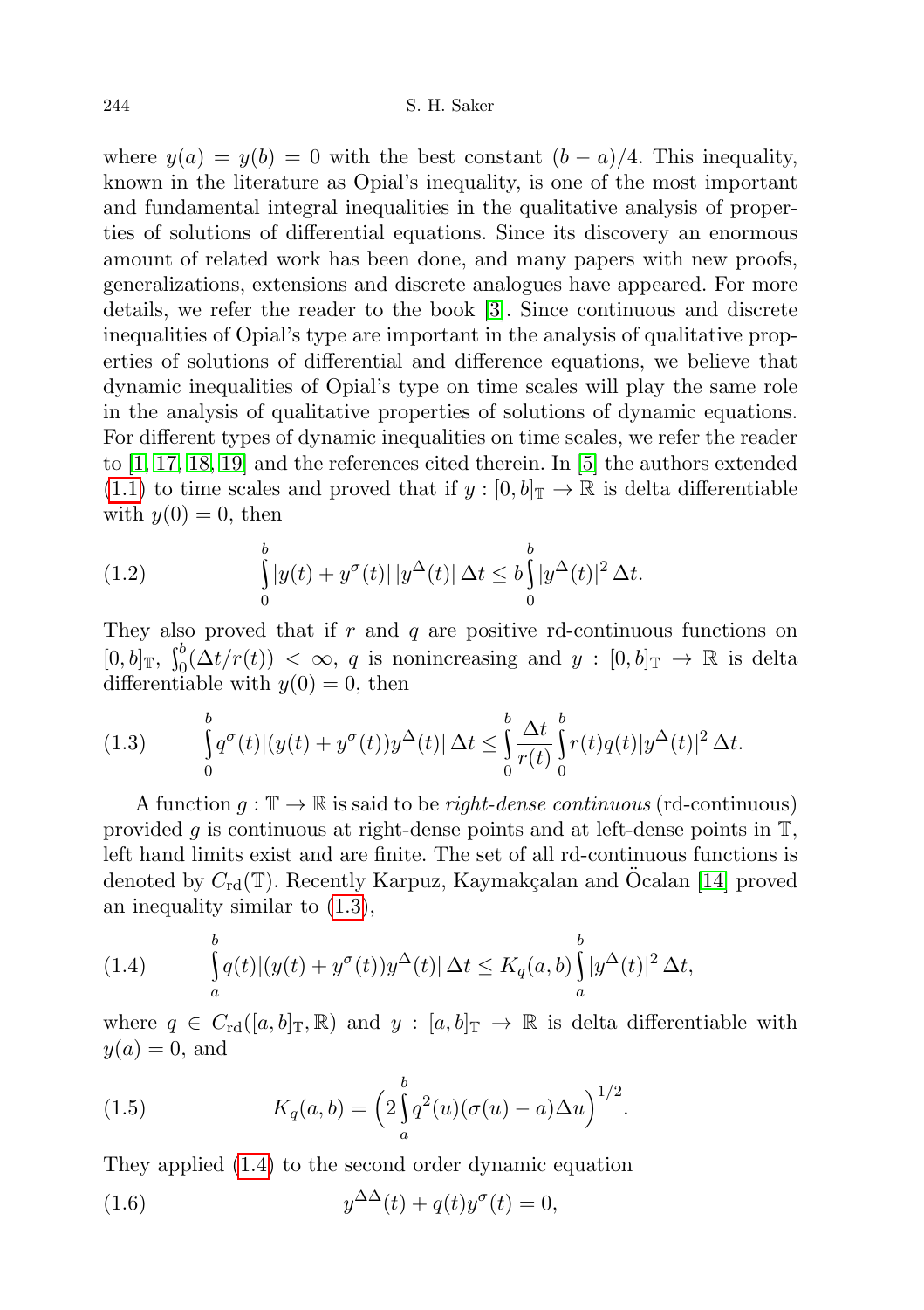where $y(a) = y(b) = 0$ with the best constant $(b-a)/4$. This inequality, known in the literature as Opial's inequality, is one of the most important and fundamental integral inequalities in the qualitative analysis of properties of solutions of differential equations. Since its discovery an enormous amount of related work has been done, and many papers with new proofs, generalizations, extensions and discrete analogues have appeared. For more details, we refer the reader to the book [3]. Since continuous and discrete inequalities of Opial's type are important in the analysis of qualitative properties of solutions of differential and difference equations, we believe that dynamic inequalities of Opial's type on time scales will play the same role in the analysis of qualitative properties of solutions of dynamic equations. For different types of dynamic inequalities on time scales, we refer the reader to [1, 17, 18, 19] and the references cited therein. In [5] the authors extended (1.1) to time scales and proved that if $y : [0, b]_{\mathbb{T}} \to \mathbb{R}$ is delta differentiable with $y(0) = 0$, then

$$\int_0^b |y(t) + y^{\sigma}(t)|\, |y^{\Delta}(t)|\, \Delta t \leq b \int_0^b |y^{\Delta}(t)|^2\, \Delta t. \tag{1.2}$$

They also proved that if $r$ and $q$ are positive rd-continuous functions on $[0, b]_{\mathbb{T}}$, $\int_0^b (\Delta t / r(t)) < \infty$, $q$ is nonincreasing and $y : [0, b]_{\mathbb{T}} \to \mathbb{R}$ is delta differentiable with $y(0) = 0$, then

$$\int_0^b q^{\sigma}(t) |(y(t) + y^{\sigma}(t)) y^{\Delta}(t)|\, \Delta t \leq \int_0^b \frac{\Delta t}{r(t)} \int_0^b r(t) q(t) |y^{\Delta}(t)|^2\, \Delta t. \tag{1.3}$$

A function $g : \mathbb{T} \to \mathbb{R}$ is said to be *right-dense continuous* (rd-continuous) provided $g$ is continuous at right-dense points and at left-dense points in $\mathbb{T}$, left hand limits exist and are finite. The set of all rd-continuous functions is denoted by $C_{\mathrm{rd}}(\mathbb{T})$. Recently Karpuz, Kaymakçalan and Öcalan [14] proved an inequality similar to (1.3),

$$\int_a^b q(t) |(y(t) + y^{\sigma}(t)) y^{\Delta}(t)|\, \Delta t \leq K_q(a, b) \int_a^b |y^{\Delta}(t)|^2\, \Delta t, \tag{1.4}$$

where $q \in C_{\mathrm{rd}}([a, b]_{\mathbb{T}}, \mathbb{R})$ and $y : [a, b]_{\mathbb{T}} \to \mathbb{R}$ is delta differentiable with $y(a) = 0$, and

$$K_q(a, b) = \Big(2 \int_a^b q^2(u)(\sigma(u) - a) \Delta u\Big)^{1/2}. \tag{1.5}$$

They applied (1.4) to the second order dynamic equation

$$y^{\Delta\Delta}(t) + q(t) y^{\sigma}(t) = 0, \tag{1.6}$$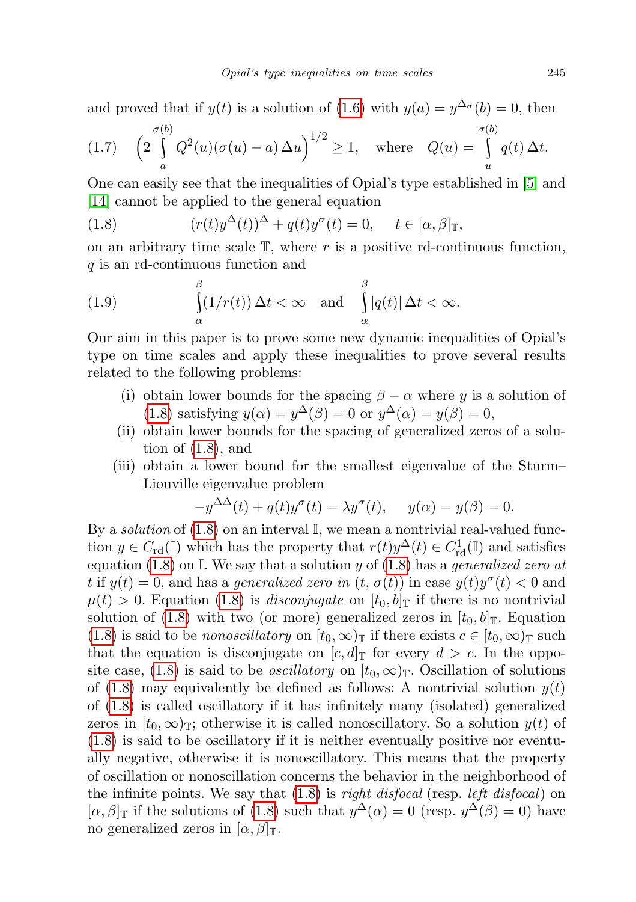and proved that if $y(t)$ is a solution of (1.6) with $y(a) = y^{\Delta_\sigma}(b) = 0$, then

$$
(1.7) \quad \Big(2 \int_a^{\sigma(b)} Q^2(u)(\sigma(u) - a)\,\Delta u\Big)^{1/2} \geq 1, \quad \text{where} \quad Q(u) = \int_u^{\sigma(b)} q(t)\,\Delta t.
$$

One can easily see that the inequalities of Opial's type established in [5] and [14] cannot be applied to the general equation

$$
(1.8) \qquad (r(t)y^{\Delta}(t))^{\Delta} + q(t)y^{\sigma}(t) = 0, \qquad t \in [\alpha, \beta]_{\mathbb{T}},
$$

on an arbitrary time scale $\mathbb{T}$, where $r$ is a positive rd-continuous function, $q$ is an rd-continuous function and

$$
(1.9) \qquad \int_\alpha^\beta (1/r(t))\,\Delta t < \infty \quad \text{and} \quad \int_\alpha^\beta |q(t)|\,\Delta t < \infty.
$$

Our aim in this paper is to prove some new dynamic inequalities of Opial's type on time scales and apply these inequalities to prove several results related to the following problems:

(i) obtain lower bounds for the spacing $\beta - \alpha$ where $y$ is a solution of (1.8) satisfying $y(\alpha) = y^{\Delta}(\beta) = 0$ or $y^{\Delta}(\alpha) = y(\beta) = 0$,

(ii) obtain lower bounds for the spacing of generalized zeros of a solution of (1.8), and

(iii) obtain a lower bound for the smallest eigenvalue of the Sturm–Liouville eigenvalue problem

$$
-y^{\Delta\Delta}(t) + q(t)y^{\sigma}(t) = \lambda y^{\sigma}(t), \qquad y(\alpha) = y(\beta) = 0.
$$

By a *solution* of (1.8) on an interval $\mathbb{I}$, we mean a nontrivial real-valued function $y \in C_{\mathrm{rd}}(\mathbb{I})$ which has the property that $r(t)y^{\Delta}(t) \in C^1_{\mathrm{rd}}(\mathbb{I})$ and satisfies equation (1.8) on $\mathbb{I}$. We say that a solution $y$ of (1.8) has a *generalized zero at* $t$ if $y(t) = 0$, and has a *generalized zero in* $(t, \sigma(t))$ in case $y(t)y^{\sigma}(t) < 0$ and $\mu(t) > 0$. Equation (1.8) is *disconjugate* on $[t_0, b]_{\mathbb{T}}$ if there is no nontrivial solution of (1.8) with two (or more) generalized zeros in $[t_0, b]_{\mathbb{T}}$. Equation (1.8) is said to be *nonoscillatory* on $[t_0, \infty)_{\mathbb{T}}$ if there exists $c \in [t_0, \infty)_{\mathbb{T}}$ such that the equation is disconjugate on $[c, d]_{\mathbb{T}}$ for every $d > c$. In the opposite case, (1.8) is said to be *oscillatory* on $[t_0, \infty)_{\mathbb{T}}$. Oscillation of solutions of (1.8) may equivalently be defined as follows: A nontrivial solution $y(t)$ of (1.8) is called oscillatory if it has infinitely many (isolated) generalized zeros in $[t_0, \infty)_{\mathbb{T}}$; otherwise it is called nonoscillatory. So a solution $y(t)$ of (1.8) is said to be oscillatory if it is neither eventually positive nor eventually negative, otherwise it is nonoscillatory. This means that the property of oscillation or nonoscillation concerns the behavior in the neighborhood of the infinite points. We say that (1.8) is *right disfocal* (resp. *left disfocal*) on $[\alpha, \beta]_{\mathbb{T}}$ if the solutions of (1.8) such that $y^{\Delta}(\alpha) = 0$ (resp. $y^{\Delta}(\beta) = 0$) have no generalized zeros in $[\alpha, \beta]_{\mathbb{T}}$.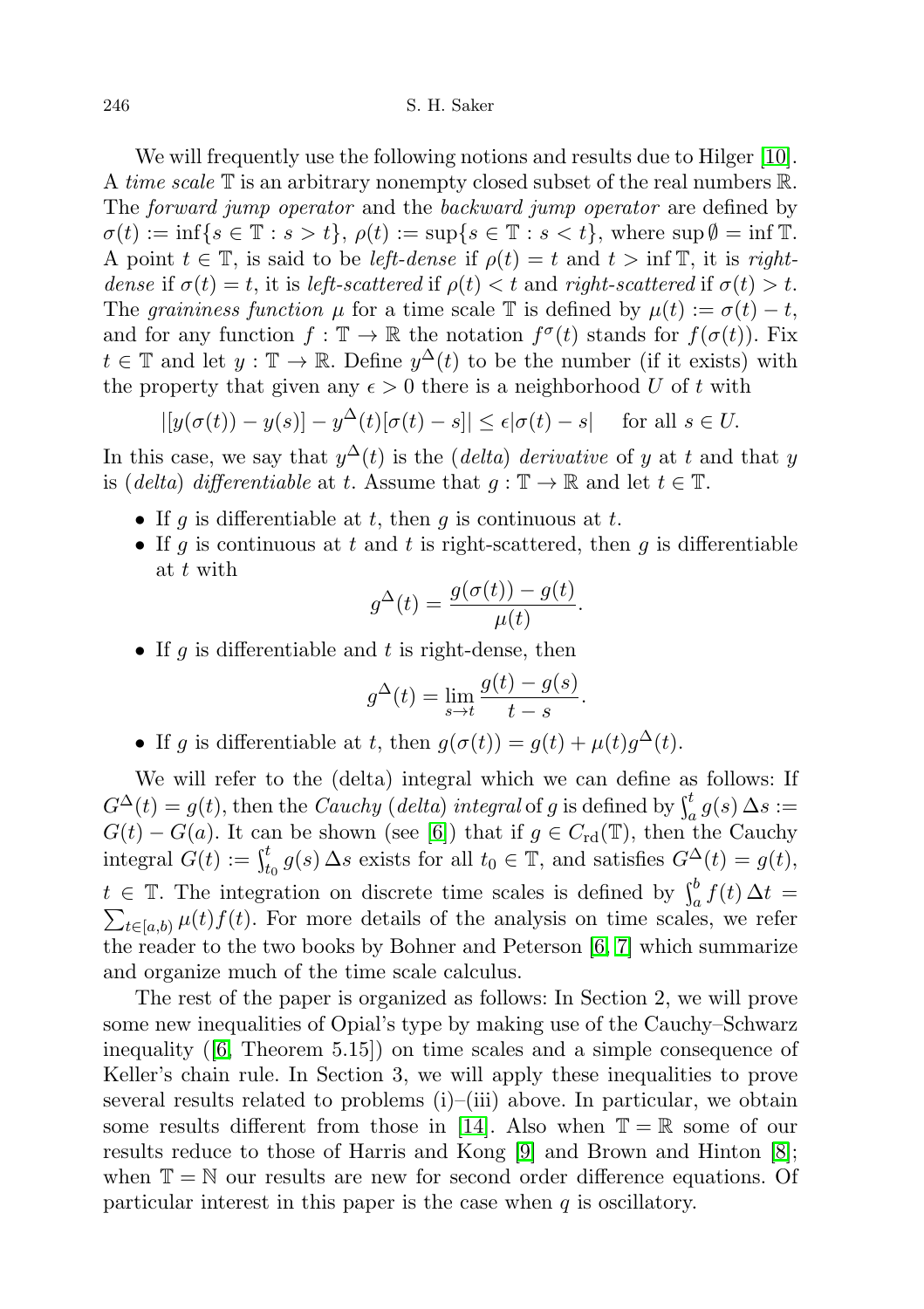We will frequently use the following notions and results due to Hilger [10]. A *time scale* $\mathbb{T}$ is an arbitrary nonempty closed subset of the real numbers $\mathbb{R}$. The *forward jump operator* and the *backward jump operator* are defined by $\sigma(t) := \inf\{s \in \mathbb{T} : s > t\}$, $\rho(t) := \sup\{s \in \mathbb{T} : s < t\}$, where $\sup \emptyset = \inf \mathbb{T}$. A point $t \in \mathbb{T}$, is said to be *left-dense* if $\rho(t) = t$ and $t > \inf \mathbb{T}$, it is *right-dense* if $\sigma(t) = t$, it is *left-scattered* if $\rho(t) < t$ and *right-scattered* if $\sigma(t) > t$. The *graininess function* $\mu$ for a time scale $\mathbb{T}$ is defined by $\mu(t) := \sigma(t) - t$, and for any function $f : \mathbb{T} \to \mathbb{R}$ the notation $f^\sigma(t)$ stands for $f(\sigma(t))$. Fix $t \in \mathbb{T}$ and let $y : \mathbb{T} \to \mathbb{R}$. Define $y^\Delta(t)$ to be the number (if it exists) with the property that given any $\epsilon > 0$ there is a neighborhood $U$ of $t$ with

$$|[y(\sigma(t)) - y(s)] - y^\Delta(t)[\sigma(t) - s]| \leq \epsilon|\sigma(t) - s| \quad \text{for all } s \in U.$$

In this case, we say that $y^\Delta(t)$ is the (*delta*) *derivative* of $y$ at $t$ and that $y$ is (*delta*) *differentiable* at $t$. Assume that $g : \mathbb{T} \to \mathbb{R}$ and let $t \in \mathbb{T}$.

- If $g$ is differentiable at $t$, then $g$ is continuous at $t$.
- If $g$ is continuous at $t$ and $t$ is right-scattered, then $g$ is differentiable at $t$ with
$$g^\Delta(t) = \frac{g(\sigma(t)) - g(t)}{\mu(t)}.$$
- If $g$ is differentiable and $t$ is right-dense, then
$$g^\Delta(t) = \lim_{s \to t} \frac{g(t) - g(s)}{t - s}.$$
- If $g$ is differentiable at $t$, then $g(\sigma(t)) = g(t) + \mu(t)g^\Delta(t)$.

We will refer to the (delta) integral which we can define as follows: If $G^\Delta(t) = g(t)$, then the *Cauchy* (*delta*) *integral* of $g$ is defined by $\int_a^t g(s)\,\Delta s := G(t) - G(a)$. It can be shown (see [6]) that if $g \in C_{\mathrm{rd}}(\mathbb{T})$, then the Cauchy integral $G(t) := \int_{t_0}^t g(s)\,\Delta s$ exists for all $t_0 \in \mathbb{T}$, and satisfies $G^\Delta(t) = g(t)$, $t \in \mathbb{T}$. The integration on discrete time scales is defined by $\int_a^b f(t)\,\Delta t = \sum_{t \in [a,b)} \mu(t)f(t)$. For more details of the analysis on time scales, we refer the reader to the two books by Bohner and Peterson [6, 7] which summarize and organize much of the time scale calculus.

The rest of the paper is organized as follows: In Section 2, we will prove some new inequalities of Opial's type by making use of the Cauchy–Schwarz inequality ([6, Theorem 5.15]) on time scales and a simple consequence of Keller's chain rule. In Section 3, we will apply these inequalities to prove several results related to problems (i)–(iii) above. In particular, we obtain some results different from those in [14]. Also when $\mathbb{T} = \mathbb{R}$ some of our results reduce to those of Harris and Kong [9] and Brown and Hinton [8]; when $\mathbb{T} = \mathbb{N}$ our results are new for second order difference equations. Of particular interest in this paper is the case when $q$ is oscillatory.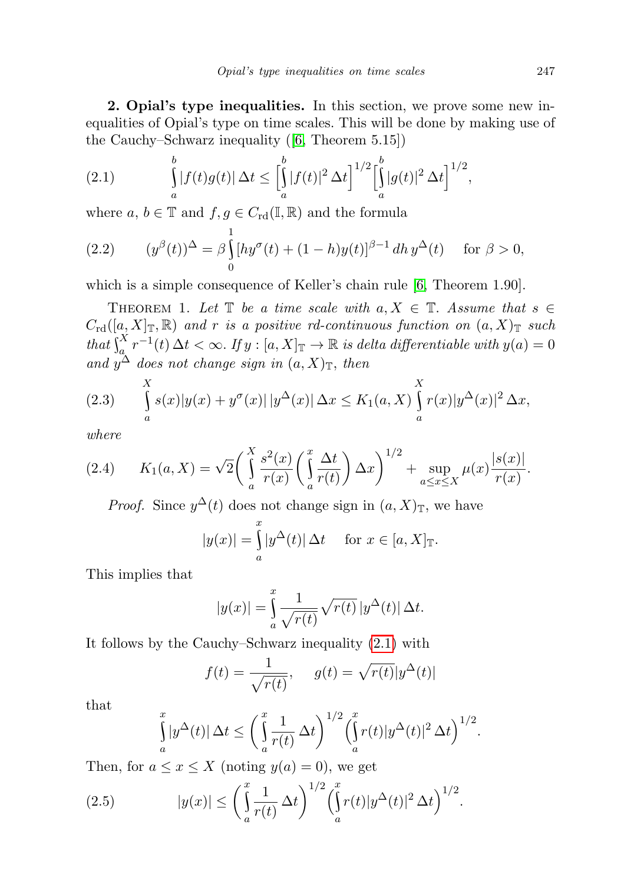**2. Opial's type inequalities.** In this section, we prove some new inequalities of Opial's type on time scales. This will be done by making use of the Cauchy–Schwarz inequality ([6, Theorem 5.15])

$$\int_a^b |f(t)g(t)|\,\Delta t \le \Big[\int_a^b |f(t)|^2\,\Delta t\Big]^{1/2}\Big[\int_a^b |g(t)|^2\,\Delta t\Big]^{1/2}, \tag{2.1}$$

where $a, b \in \mathbb{T}$ and $f, g \in C_{\mathrm{rd}}(\mathbb{I}, \mathbb{R})$ and the formula

$$(y^{\beta}(t))^{\Delta} = \beta \int_0^1 [hy^{\sigma}(t) + (1-h)y(t)]^{\beta-1}\,dh\, y^{\Delta}(t) \quad \text{ for } \beta > 0, \tag{2.2}$$

which is a simple consequence of Keller's chain rule [6, Theorem 1.90].

THEOREM 1. *Let $\mathbb{T}$ be a time scale with $a, X \in \mathbb{T}$. Assume that $s \in C_{\mathrm{rd}}([a, X]_{\mathbb{T}}, \mathbb{R})$ and $r$ is a positive rd-continuous function on $(a, X)_{\mathbb{T}}$ such that $\int_a^X r^{-1}(t)\,\Delta t < \infty$. If $y : [a, X]_{\mathbb{T}} \to \mathbb{R}$ is delta differentiable with $y(a) = 0$ and $y^{\Delta}$ does not change sign in $(a, X)_{\mathbb{T}}$, then*

$$\int_a^X s(x)|y(x) + y^{\sigma}(x)|\,|y^{\Delta}(x)|\,\Delta x \le K_1(a, X) \int_a^X r(x)|y^{\Delta}(x)|^2\,\Delta x, \tag{2.3}$$

*where*

$$K_1(a, X) = \sqrt{2}\bigg(\int_a^X \frac{s^2(x)}{r(x)}\bigg(\int_a^x \frac{\Delta t}{r(t)}\bigg)\Delta x\bigg)^{1/2} + \sup_{a \le x \le X} \mu(x)\frac{|s(x)|}{r(x)}. \tag{2.4}$$

*Proof.* Since $y^{\Delta}(t)$ does not change sign in $(a, X)_{\mathbb{T}}$, we have

$$|y(x)| = \int_a^x |y^{\Delta}(t)|\,\Delta t \quad \text{ for } x \in [a, X]_{\mathbb{T}}.$$

This implies that

$$|y(x)| = \int_a^x \frac{1}{\sqrt{r(t)}}\sqrt{r(t)}\,|y^{\Delta}(t)|\,\Delta t.$$

It follows by the Cauchy–Schwarz inequality (2.1) with

$$f(t) = \frac{1}{\sqrt{r(t)}}, \quad g(t) = \sqrt{r(t)}|y^{\Delta}(t)|$$

that

$$\int_a^x |y^{\Delta}(t)|\,\Delta t \le \bigg(\int_a^x \frac{1}{r(t)}\,\Delta t\bigg)^{1/2}\Big(\int_a^x r(t)|y^{\Delta}(t)|^2\,\Delta t\Big)^{1/2}.$$

Then, for $a \le x \le X$ (noting $y(a) = 0$), we get

$$|y(x)| \le \bigg(\int_a^x \frac{1}{r(t)}\,\Delta t\bigg)^{1/2}\Big(\int_a^x r(t)|y^{\Delta}(t)|^2\,\Delta t\Big)^{1/2}. \tag{2.5}$$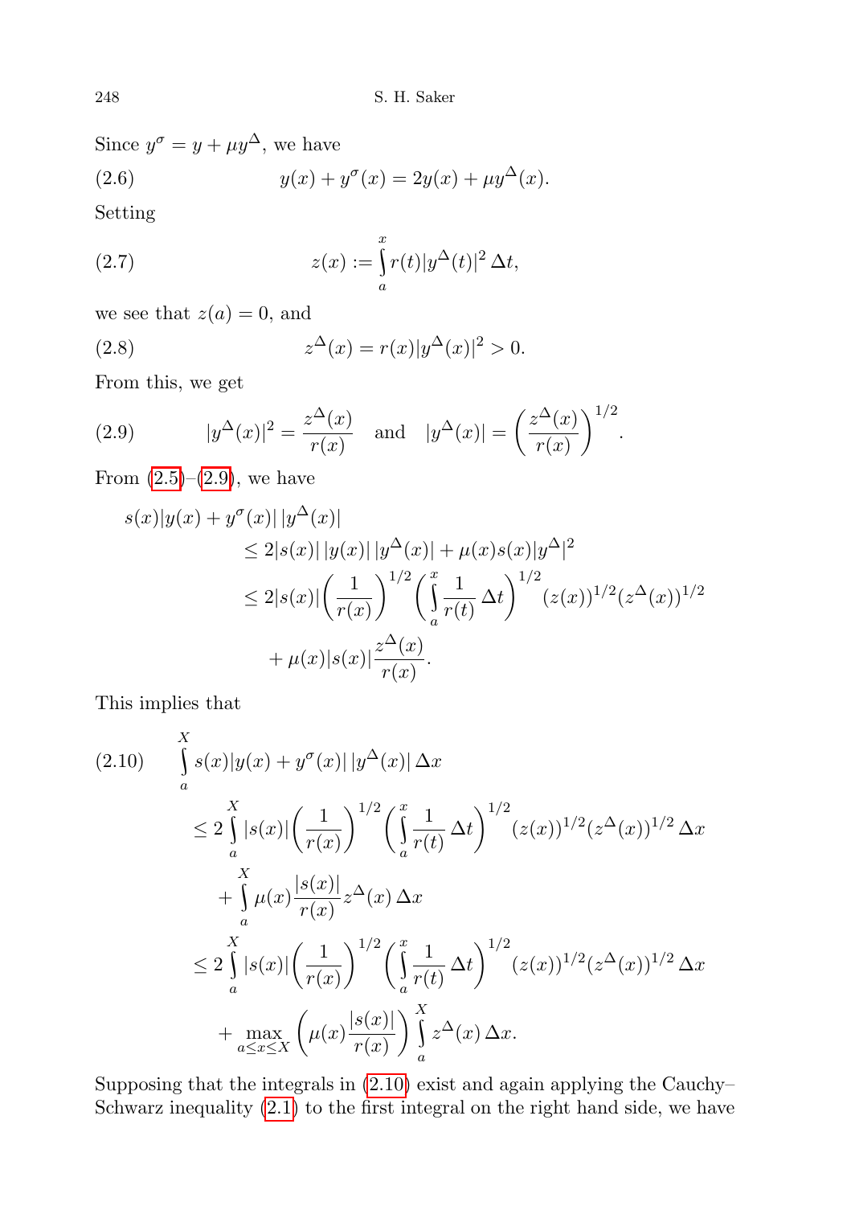Since $y^\sigma = y + \mu y^\Delta$, we have

$$y(x) + y^\sigma(x) = 2y(x) + \mu y^\Delta(x). \tag{2.6}$$

Setting

$$z(x) := \int_a^x r(t)|y^\Delta(t)|^2 \,\Delta t, \tag{2.7}$$

we see that $z(a) = 0$, and

$$z^\Delta(x) = r(x)|y^\Delta(x)|^2 > 0. \tag{2.8}$$

From this, we get

$$|y^\Delta(x)|^2 = \frac{z^\Delta(x)}{r(x)} \quad \text{and} \quad |y^\Delta(x)| = \left(\frac{z^\Delta(x)}{r(x)}\right)^{1/2}. \tag{2.9}$$

From (2.5)–(2.9), we have

$$\begin{aligned}
s(x)&|y(x) + y^\sigma(x)|\,|y^\Delta(x)| \\
&\leq 2|s(x)|\,|y(x)|\,|y^\Delta(x)| + \mu(x)s(x)|y^\Delta|^2 \\
&\leq 2|s(x)|\left(\frac{1}{r(x)}\right)^{1/2}\left(\int_a^x \frac{1}{r(t)}\,\Delta t\right)^{1/2}(z(x))^{1/2}(z^\Delta(x))^{1/2} \\
&\qquad + \mu(x)|s(x)|\frac{z^\Delta(x)}{r(x)}.
\end{aligned}$$

This implies that

$$\begin{aligned}
&\int_a^X s(x)|y(x) + y^\sigma(x)|\,|y^\Delta(x)|\,\Delta x \\
&\quad\leq 2\int_a^X |s(x)|\left(\frac{1}{r(x)}\right)^{1/2}\left(\int_a^x \frac{1}{r(t)}\,\Delta t\right)^{1/2}(z(x))^{1/2}(z^\Delta(x))^{1/2}\,\Delta x \\
&\qquad + \int_a^X \mu(x)\frac{|s(x)|}{r(x)}z^\Delta(x)\,\Delta x \\
&\quad\leq 2\int_a^X |s(x)|\left(\frac{1}{r(x)}\right)^{1/2}\left(\int_a^x \frac{1}{r(t)}\,\Delta t\right)^{1/2}(z(x))^{1/2}(z^\Delta(x))^{1/2}\,\Delta x \\
&\qquad + \max_{a\leq x\leq X}\left(\mu(x)\frac{|s(x)|}{r(x)}\right)\int_a^X z^\Delta(x)\,\Delta x.
\end{aligned} \tag{2.10}$$

Supposing that the integrals in (2.10) exist and again applying the Cauchy–Schwarz inequality (2.1) to the first integral on the right hand side, we have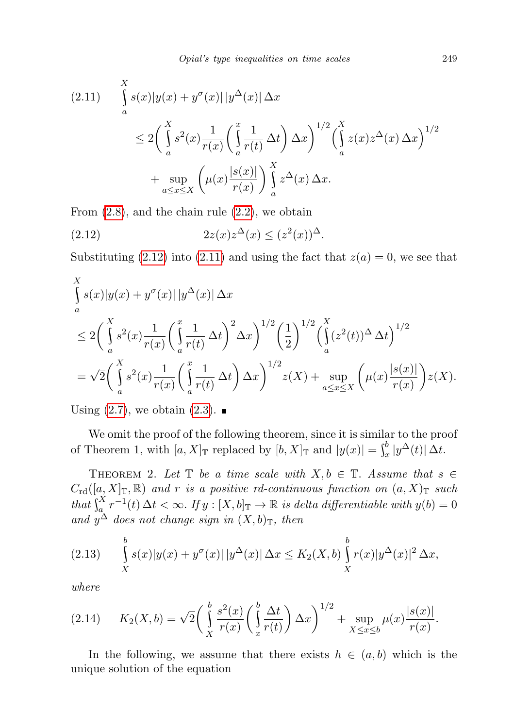$$(2.11)\qquad \int_a^X s(x)|y(x)+y^\sigma(x)|\,|y^\Delta(x)|\,\Delta x \le 2\bigg(\int_a^X s^2(x)\frac{1}{r(x)}\bigg(\int_a^x \frac{1}{r(t)}\,\Delta t\bigg)\,\Delta x\bigg)^{1/2}\bigg(\int_a^X z(x)z^\Delta(x)\,\Delta x\bigg)^{1/2} + \sup_{a\le x\le X}\bigg(\mu(x)\frac{|s(x)|}{r(x)}\bigg)\int_a^X z^\Delta(x)\,\Delta x.$$

From (2.8), and the chain rule (2.2), we obtain

$$(2.12)\qquad 2z(x)z^\Delta(x) \le (z^2(x))^\Delta.$$

Substituting (2.12) into (2.11) and using the fact that $z(a)=0$, we see that

$$\int_a^X s(x)|y(x)+y^\sigma(x)|\,|y^\Delta(x)|\,\Delta x$$
$$\le 2\bigg(\int_a^X s^2(x)\frac{1}{r(x)}\bigg(\int_a^x \frac{1}{r(t)}\,\Delta t\bigg)^2\Delta x\bigg)^{1/2}\bigg(\frac{1}{2}\bigg)^{1/2}\bigg(\int_a^X (z^2(t))^\Delta\,\Delta t\bigg)^{1/2}$$
$$= \sqrt{2}\bigg(\int_a^X s^2(x)\frac{1}{r(x)}\bigg(\int_a^x \frac{1}{r(t)}\,\Delta t\bigg)\,\Delta x\bigg)^{1/2} z(X) + \sup_{a\le x\le X}\bigg(\mu(x)\frac{|s(x)|}{r(x)}\bigg)z(X).$$

Using (2.7), we obtain (2.3). ∎

We omit the proof of the following theorem, since it is similar to the proof of Theorem 1, with $[a,X]_{\mathbb{T}}$ replaced by $[b,X]_{\mathbb{T}}$ and $|y(x)| = \int_x^b |y^\Delta(t)|\,\Delta t$.

Theorem 2. *Let $\mathbb{T}$ be a time scale with $X, b\in\mathbb{T}$. Assume that $s\in C_{\mathrm{rd}}([a,X]_{\mathbb{T}},\mathbb{R})$ and $r$ is a positive rd-continuous function on $(a,X)_{\mathbb{T}}$ such that $\int_a^X r^{-1}(t)\,\Delta t<\infty$. If $y:[X,b]_{\mathbb{T}}\to\mathbb{R}$ is delta differentiable with $y(b)=0$ and $y^\Delta$ does not change sign in $(X,b)_{\mathbb{T}}$, then*

$$(2.13)\qquad \int_X^b s(x)|y(x)+y^\sigma(x)|\,|y^\Delta(x)|\,\Delta x \le K_2(X,b)\int_X^b r(x)|y^\Delta(x)|^2\,\Delta x,$$

*where*

$$(2.14)\qquad K_2(X,b) = \sqrt{2}\bigg(\int_X^b \frac{s^2(x)}{r(x)}\bigg(\int_x^b \frac{\Delta t}{r(t)}\bigg)\,\Delta x\bigg)^{1/2} + \sup_{X\le x\le b}\mu(x)\frac{|s(x)|}{r(x)}.$$

In the following, we assume that there exists $h\in(a,b)$ which is the unique solution of the equation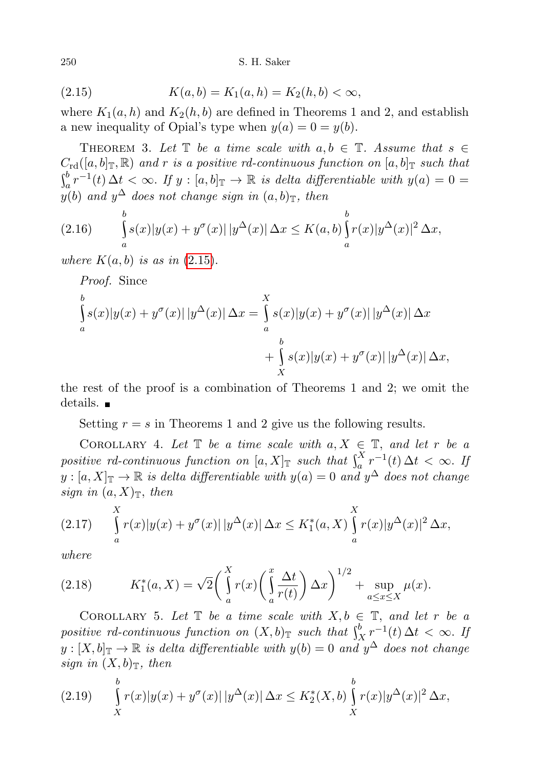$$K(a,b) = K_1(a,h) = K_2(h,b) < \infty, \tag{2.15}$$

where $K_1(a,h)$ and $K_2(h,b)$ are defined in Theorems 1 and 2, and establish a new inequality of Opial's type when $y(a) = 0 = y(b)$.

Theorem 3. *Let $\mathbb{T}$ be a time scale with $a, b \in \mathbb{T}$. Assume that $s \in C_{\mathrm{rd}}([a,b]_{\mathbb{T}}, \mathbb{R})$ and $r$ is a positive rd-continuous function on $[a,b]_{\mathbb{T}}$ such that $\int_a^b r^{-1}(t)\,\Delta t < \infty$. If $y : [a,b]_{\mathbb{T}} \to \mathbb{R}$ is delta differentiable with $y(a) = 0 = y(b)$ and $y^{\Delta}$ does not change sign in $(a,b)_{\mathbb{T}}$, then*

$$\int_a^b s(x)|y(x) + y^{\sigma}(x)|\,|y^{\Delta}(x)|\,\Delta x \le K(a,b) \int_a^b r(x)|y^{\Delta}(x)|^2\,\Delta x, \tag{2.16}$$

*where $K(a,b)$ is as in (2.15).*

*Proof.* Since

$$\int_a^b s(x)|y(x) + y^{\sigma}(x)|\,|y^{\Delta}(x)|\,\Delta x = \int_a^X s(x)|y(x) + y^{\sigma}(x)|\,|y^{\Delta}(x)|\,\Delta x + \int_X^b s(x)|y(x) + y^{\sigma}(x)|\,|y^{\Delta}(x)|\,\Delta x,$$

the rest of the proof is a combination of Theorems 1 and 2; we omit the details. ■

Setting $r = s$ in Theorems 1 and 2 give us the following results.

Corollary 4. *Let $\mathbb{T}$ be a time scale with $a, X \in \mathbb{T}$, and let $r$ be a positive rd-continuous function on $[a,X]_{\mathbb{T}}$ such that $\int_a^X r^{-1}(t)\,\Delta t < \infty$. If $y : [a,X]_{\mathbb{T}} \to \mathbb{R}$ is delta differentiable with $y(a) = 0$ and $y^{\Delta}$ does not change sign in $(a,X)_{\mathbb{T}}$, then*

$$\int_a^X r(x)|y(x) + y^{\sigma}(x)|\,|y^{\Delta}(x)|\,\Delta x \le K_1^*(a,X) \int_a^X r(x)|y^{\Delta}(x)|^2\,\Delta x, \tag{2.17}$$

*where*

$$K_1^*(a,X) = \sqrt{2}\bigg(\int_a^X r(x)\bigg(\int_a^x \frac{\Delta t}{r(t)}\bigg)\,\Delta x\bigg)^{1/2} + \sup_{a \le x \le X} \mu(x). \tag{2.18}$$

Corollary 5. *Let $\mathbb{T}$ be a time scale with $X, b \in \mathbb{T}$, and let $r$ be a positive rd-continuous function on $(X,b)_{\mathbb{T}}$ such that $\int_X^b r^{-1}(t)\,\Delta t < \infty$. If $y : [X,b]_{\mathbb{T}} \to \mathbb{R}$ is delta differentiable with $y(b) = 0$ and $y^{\Delta}$ does not change sign in $(X,b)_{\mathbb{T}}$, then*

$$\int_X^b r(x)|y(x) + y^{\sigma}(x)|\,|y^{\Delta}(x)|\,\Delta x \le K_2^*(X,b) \int_X^b r(x)|y^{\Delta}(x)|^2\,\Delta x, \tag{2.19}$$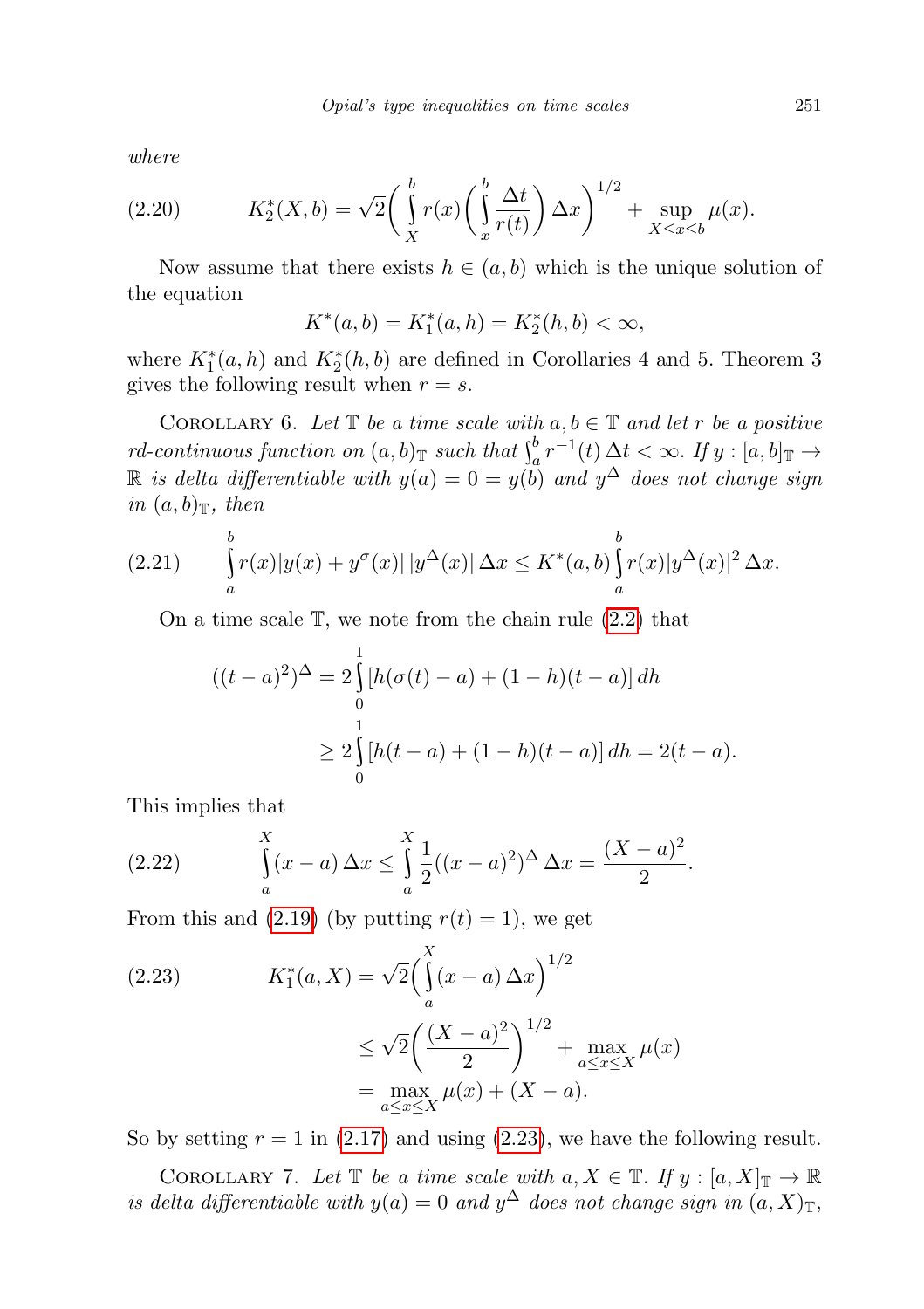where

$$K_2^*(X,b) = \sqrt{2}\bigg(\int\limits_X^b r(x)\bigg(\int\limits_x^b \frac{\Delta t}{r(t)}\bigg)\,\Delta x\bigg)^{1/2} + \sup_{X\le x\le b}\mu(x). \tag{2.20}$$

Now assume that there exists $h \in (a,b)$ which is the unique solution of the equation

$$K^*(a,b) = K_1^*(a,h) = K_2^*(h,b) < \infty,$$

where $K_1^*(a,h)$ and $K_2^*(h,b)$ are defined in Corollaries 4 and 5. Theorem 3 gives the following result when $r = s$.

COROLLARY 6. *Let $\mathbb{T}$ be a time scale with $a, b \in \mathbb{T}$ and let $r$ be a positive rd-continuous function on $(a,b)_{\mathbb{T}}$ such that $\int_a^b r^{-1}(t)\,\Delta t < \infty$. If $y : [a,b]_{\mathbb{T}} \to \mathbb{R}$ is delta differentiable with $y(a) = 0 = y(b)$ and $y^\Delta$ does not change sign in $(a,b)_{\mathbb{T}}$, then*

$$\int\limits_a^b r(x)|y(x)+y^\sigma(x)|\,|y^\Delta(x)|\,\Delta x \le K^*(a,b)\int\limits_a^b r(x)|y^\Delta(x)|^2\,\Delta x. \tag{2.21}$$

On a time scale $\mathbb{T}$, we note from the chain rule (2.2) that

$$\begin{aligned}
((t-a)^2)^\Delta &= 2\int\limits_0^1 [h(\sigma(t)-a)+(1-h)(t-a)]\,dh \\
&\ge 2\int\limits_0^1 [h(t-a)+(1-h)(t-a)]\,dh = 2(t-a).
\end{aligned}$$

This implies that

$$\int\limits_a^X (x-a)\,\Delta x \le \int\limits_a^X \frac{1}{2}((x-a)^2)^\Delta\,\Delta x = \frac{(X-a)^2}{2}. \tag{2.22}$$

From this and (2.19) (by putting $r(t) = 1$), we get

$$\begin{aligned}
K_1^*(a,X) &= \sqrt{2}\Big(\int\limits_a^X (x-a)\,\Delta x\Big)^{1/2} \\
&\le \sqrt{2}\bigg(\frac{(X-a)^2}{2}\bigg)^{1/2} + \max_{a\le x\le X}\mu(x) \\
&= \max_{a\le x\le X}\mu(x) + (X-a).
\end{aligned} \tag{2.23}$$

So by setting $r = 1$ in (2.17) and using (2.23), we have the following result.

COROLLARY 7. *Let $\mathbb{T}$ be a time scale with $a, X \in \mathbb{T}$. If $y : [a,X]_{\mathbb{T}} \to \mathbb{R}$ is delta differentiable with $y(a) = 0$ and $y^\Delta$ does not change sign in $(a,X)_{\mathbb{T}}$,*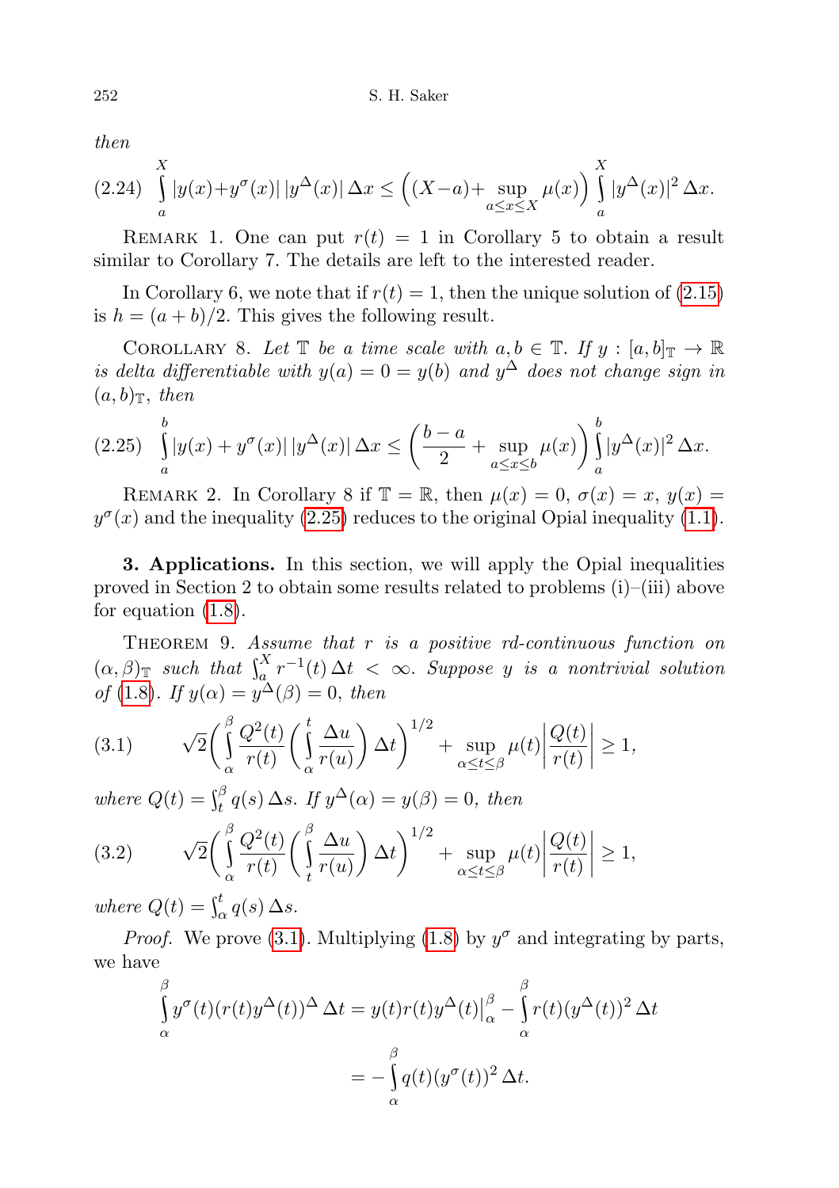*then*

$$\int_a^X |y(x)+y^\sigma(x)|\,|y^\Delta(x)|\,\Delta x \le \Big((X-a)+\sup_{a\le x\le X}\mu(x)\Big)\int_a^X |y^\Delta(x)|^2\,\Delta x. \tag{2.24}$$

REMARK 1. One can put $r(t) = 1$ in Corollary 5 to obtain a result similar to Corollary 7. The details are left to the interested reader.

In Corollary 6, we note that if $r(t) = 1$, then the unique solution of (2.15) is $h = (a + b)/2$. This gives the following result.

COROLLARY 8. *Let $\mathbb{T}$ be a time scale with $a, b \in \mathbb{T}$. If $y : [a, b]_{\mathbb{T}} \to \mathbb{R}$ is delta differentiable with $y(a) = 0 = y(b)$ and $y^\Delta$ does not change sign in $(a, b)_{\mathbb{T}}$, then*

$$\int_a^b |y(x) + y^\sigma(x)|\,|y^\Delta(x)|\,\Delta x \le \left(\frac{b-a}{2} + \sup_{a\le x\le b}\mu(x)\right)\int_a^b |y^\Delta(x)|^2\,\Delta x. \tag{2.25}$$

REMARK 2. In Corollary 8 if $\mathbb{T} = \mathbb{R}$, then $\mu(x) = 0$, $\sigma(x) = x$, $y(x) = y^\sigma(x)$ and the inequality (2.25) reduces to the original Opial inequality (1.1).

**3. Applications.** In this section, we will apply the Opial inequalities proved in Section 2 to obtain some results related to problems (i)–(iii) above for equation (1.8).

THEOREM 9. *Assume that $r$ is a positive rd-continuous function on $(\alpha, \beta)_{\mathbb{T}}$ such that $\int_a^X r^{-1}(t)\,\Delta t < \infty$. Suppose $y$ is a nontrivial solution of (1.8). If $y(\alpha) = y^\Delta(\beta) = 0$, then*

$$\sqrt{2}\bigg(\int_\alpha^\beta \frac{Q^2(t)}{r(t)}\bigg(\int_\alpha^t \frac{\Delta u}{r(u)}\bigg)\Delta t\bigg)^{1/2} + \sup_{\alpha\le t\le\beta}\mu(t)\bigg|\frac{Q(t)}{r(t)}\bigg| \ge 1, \tag{3.1}$$

*where $Q(t) = \int_t^\beta q(s)\,\Delta s$. If $y^\Delta(\alpha) = y(\beta) = 0$, then*

$$\sqrt{2}\bigg(\int_\alpha^\beta \frac{Q^2(t)}{r(t)}\bigg(\int_t^\beta \frac{\Delta u}{r(u)}\bigg)\Delta t\bigg)^{1/2} + \sup_{\alpha\le t\le\beta}\mu(t)\bigg|\frac{Q(t)}{r(t)}\bigg| \ge 1, \tag{3.2}$$

*where $Q(t) = \int_\alpha^t q(s)\,\Delta s$.*

*Proof.* We prove (3.1). Multiplying (1.8) by $y^\sigma$ and integrating by parts, we have

$$\begin{aligned}\int_\alpha^\beta y^\sigma(t)(r(t)y^\Delta(t))^\Delta\,\Delta t &= y(t)r(t)y^\Delta(t)\big|_\alpha^\beta - \int_\alpha^\beta r(t)(y^\Delta(t))^2\,\Delta t\\ &= -\int_\alpha^\beta q(t)(y^\sigma(t))^2\,\Delta t.\end{aligned}$$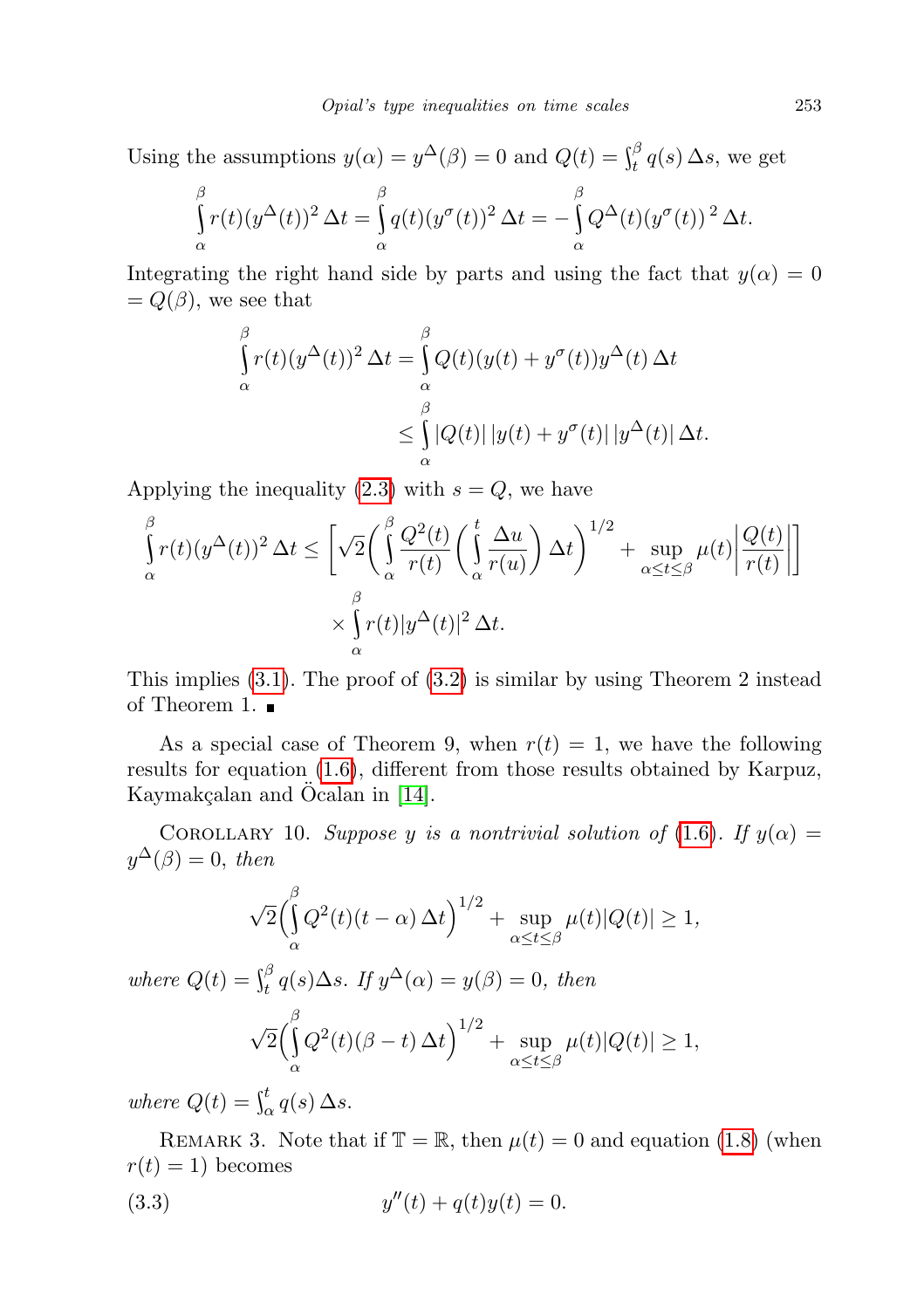Using the assumptions $y(\alpha) = y^{\Delta}(\beta) = 0$ and $Q(t) = \int_t^{\beta} q(s)\,\Delta s$, we get

$$\int_{\alpha}^{\beta} r(t)(y^{\Delta}(t))^2\,\Delta t = \int_{\alpha}^{\beta} q(t)(y^{\sigma}(t))^2\,\Delta t = -\int_{\alpha}^{\beta} Q^{\Delta}(t)(y^{\sigma}(t))^{2}\,\Delta t.$$

Integrating the right hand side by parts and using the fact that $y(\alpha) = 0 = Q(\beta)$, we see that

$$\begin{aligned}\int_{\alpha}^{\beta} r(t)(y^{\Delta}(t))^2\,\Delta t &= \int_{\alpha}^{\beta} Q(t)(y(t) + y^{\sigma}(t))y^{\Delta}(t)\,\Delta t \\ &\le \int_{\alpha}^{\beta} |Q(t)|\,|y(t) + y^{\sigma}(t)|\,|y^{\Delta}(t)|\,\Delta t.\end{aligned}$$

Applying the inequality (2.3) with $s = Q$, we have

$$\int_{\alpha}^{\beta} r(t)(y^{\Delta}(t))^2\,\Delta t \le \left[\sqrt{2}\bigg(\int_{\alpha}^{\beta} \frac{Q^2(t)}{r(t)}\bigg(\int_{\alpha}^{t} \frac{\Delta u}{r(u)}\bigg)\,\Delta t\bigg)^{1/2} + \sup_{\alpha\le t\le\beta} \mu(t)\left|\frac{Q(t)}{r(t)}\right|\right] \times \int_{\alpha}^{\beta} r(t)|y^{\Delta}(t)|^2\,\Delta t.$$

This implies (3.1). The proof of (3.2) is similar by using Theorem 2 instead of Theorem 1. ∎

As a special case of Theorem 9, when $r(t) = 1$, we have the following results for equation (1.6), different from those results obtained by Karpuz, Kaymakçalan and Öcalan in [14].

Corollary 10. *Suppose $y$ is a nontrivial solution of (1.6). If $y(\alpha) = y^{\Delta}(\beta) = 0$, then*

$$\sqrt{2}\bigg(\int_{\alpha}^{\beta} Q^2(t)(t-\alpha)\,\Delta t\bigg)^{1/2} + \sup_{\alpha\le t\le\beta} \mu(t)|Q(t)| \ge 1,$$

*where $Q(t) = \int_t^{\beta} q(s)\Delta s$. If $y^{\Delta}(\alpha) = y(\beta) = 0$, then*

$$\sqrt{2}\bigg(\int_{\alpha}^{\beta} Q^2(t)(\beta - t)\,\Delta t\bigg)^{1/2} + \sup_{\alpha\le t\le\beta} \mu(t)|Q(t)| \ge 1,$$

*where $Q(t) = \int_{\alpha}^{t} q(s)\,\Delta s$.*

Remark 3. Note that if $\mathbb{T} = \mathbb{R}$, then $\mu(t) = 0$ and equation (1.8) (when $r(t) = 1$) becomes

$$y''(t) + q(t)y(t) = 0. \tag{3.3}$$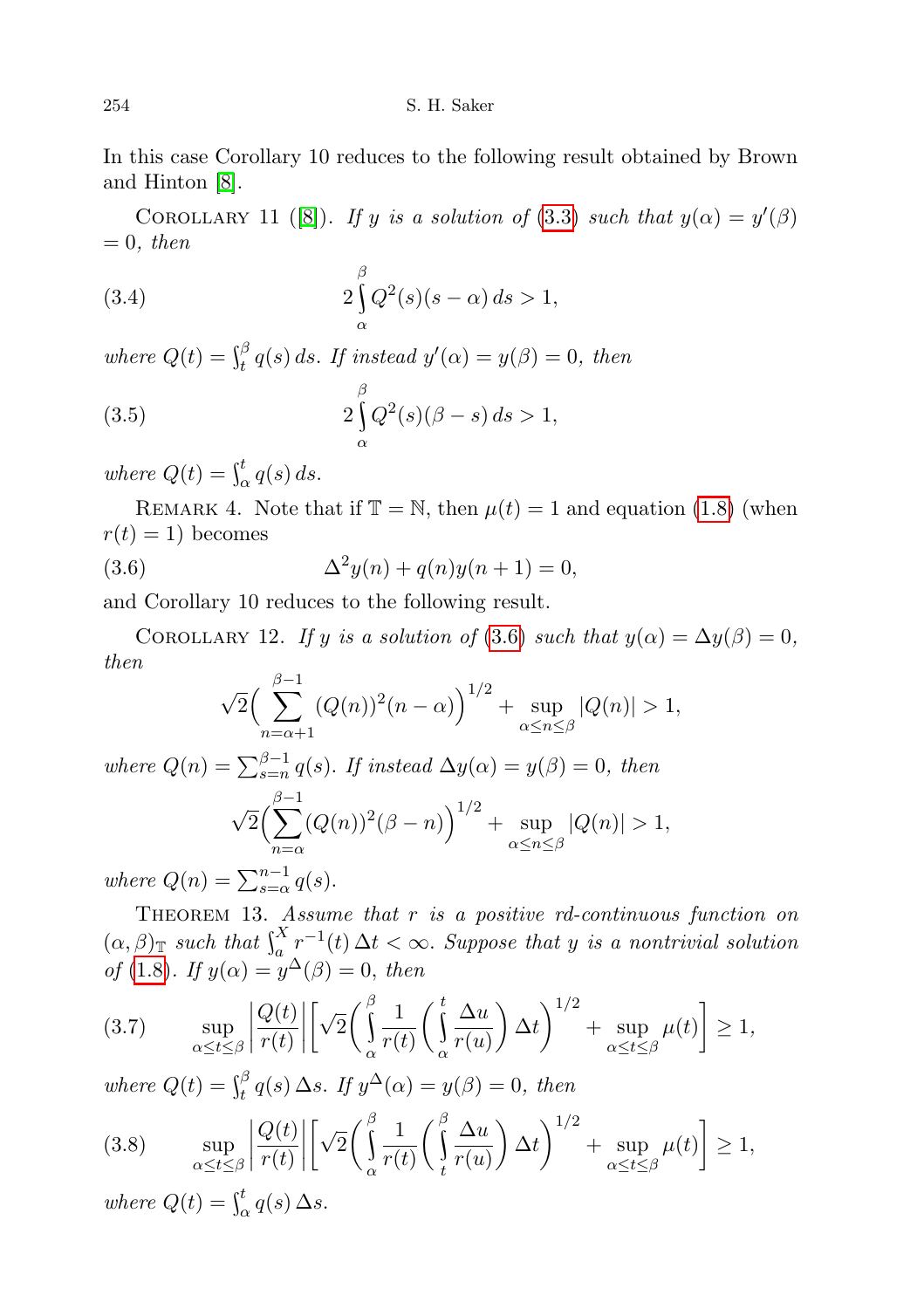In this case Corollary 10 reduces to the following result obtained by Brown and Hinton [8].

Corollary 11 ([8]). *If $y$ is a solution of (3.3) such that $y(\alpha) = y'(\beta) = 0$, then*

$$2\int_{\alpha}^{\beta} Q^2(s)(s-\alpha)\,ds > 1, \tag{3.4}$$

*where $Q(t) = \int_t^{\beta} q(s)\,ds$. If instead $y'(\alpha) = y(\beta) = 0$, then*

$$2\int_{\alpha}^{\beta} Q^2(s)(\beta - s)\,ds > 1, \tag{3.5}$$

*where $Q(t) = \int_{\alpha}^{t} q(s)\,ds$.*

Remark 4. Note that if $\mathbb{T} = \mathbb{N}$, then $\mu(t) = 1$ and equation (1.8) (when $r(t) = 1$) becomes

$$\Delta^2 y(n) + q(n)y(n+1) = 0, \tag{3.6}$$

and Corollary 10 reduces to the following result.

Corollary 12. *If $y$ is a solution of (3.6) such that $y(\alpha) = \Delta y(\beta) = 0$, then*

$$\sqrt{2}\Big(\sum_{n=\alpha+1}^{\beta-1}(Q(n))^2(n-\alpha)\Big)^{1/2} + \sup_{\alpha\le n\le\beta}|Q(n)| > 1,$$

*where $Q(n) = \sum_{s=n}^{\beta-1} q(s)$. If instead $\Delta y(\alpha) = y(\beta) = 0$, then*

$$\sqrt{2}\Big(\sum_{n=\alpha}^{\beta-1}(Q(n))^2(\beta-n)\Big)^{1/2} + \sup_{\alpha\le n\le\beta}|Q(n)| > 1,$$

*where $Q(n) = \sum_{s=\alpha}^{n-1} q(s)$.*

Theorem 13. *Assume that $r$ is a positive rd-continuous function on $(\alpha,\beta)_{\mathbb{T}}$ such that $\int_a^X r^{-1}(t)\,\Delta t < \infty$. Suppose that $y$ is a nontrivial solution of (1.8). If $y(\alpha) = y^{\Delta}(\beta) = 0$, then*

$$\sup_{\alpha\le t\le\beta}\left|\frac{Q(t)}{r(t)}\right|\left[\sqrt{2}\left(\int_{\alpha}^{\beta}\frac{1}{r(t)}\left(\int_{\alpha}^{t}\frac{\Delta u}{r(u)}\right)\Delta t\right)^{1/2} + \sup_{\alpha\le t\le\beta}\mu(t)\right] \ge 1, \tag{3.7}$$

*where $Q(t) = \int_t^{\beta} q(s)\,\Delta s$. If $y^{\Delta}(\alpha) = y(\beta) = 0$, then*

$$\sup_{\alpha\le t\le\beta}\left|\frac{Q(t)}{r(t)}\right|\left[\sqrt{2}\left(\int_{\alpha}^{\beta}\frac{1}{r(t)}\left(\int_{t}^{\beta}\frac{\Delta u}{r(u)}\right)\Delta t\right)^{1/2} + \sup_{\alpha\le t\le\beta}\mu(t)\right] \ge 1, \tag{3.8}$$

*where $Q(t) = \int_{\alpha}^{t} q(s)\,\Delta s$.*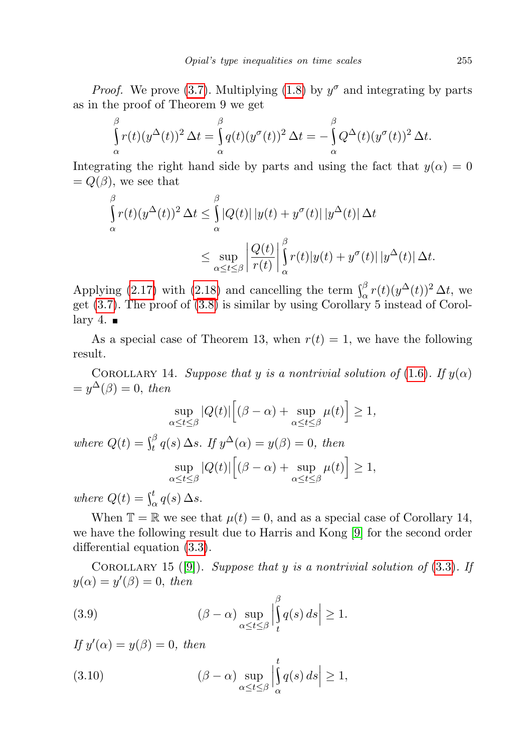*Proof.* We prove (3.7). Multiplying (1.8) by $y^\sigma$ and integrating by parts as in the proof of Theorem 9 we get

$$\int_\alpha^\beta r(t)(y^\Delta(t))^2\,\Delta t = \int_\alpha^\beta q(t)(y^\sigma(t))^2\,\Delta t = -\int_\alpha^\beta Q^\Delta(t)(y^\sigma(t))^2\,\Delta t.$$

Integrating the right hand side by parts and using the fact that $y(\alpha) = 0 = Q(\beta)$, we see that

$$\int_\alpha^\beta r(t)(y^\Delta(t))^2\,\Delta t \le \int_\alpha^\beta |Q(t)|\,|y(t)+y^\sigma(t)|\,|y^\Delta(t)|\,\Delta t$$

$$\le \sup_{\alpha\le t\le\beta}\left|\frac{Q(t)}{r(t)}\right|\int_\alpha^\beta r(t)|y(t)+y^\sigma(t)|\,|y^\Delta(t)|\,\Delta t.$$

Applying (2.17) with (2.18) and cancelling the term $\int_\alpha^\beta r(t)(y^\Delta(t))^2\,\Delta t$, we get (3.7). The proof of (3.8) is similar by using Corollary 5 instead of Corollary 4. ∎

As a special case of Theorem 13, when $r(t) = 1$, we have the following result.

Corollary 14. *Suppose that $y$ is a nontrivial solution of (1.6). If $y(\alpha) = y^\Delta(\beta) = 0$, then*

$$\sup_{\alpha\le t\le\beta}|Q(t)|\Big[(\beta-\alpha)+\sup_{\alpha\le t\le\beta}\mu(t)\Big]\ge 1,$$

*where $Q(t) = \int_t^\beta q(s)\,\Delta s$. If $y^\Delta(\alpha) = y(\beta) = 0$, then*

$$\sup_{\alpha\le t\le\beta}|Q(t)|\Big[(\beta-\alpha)+\sup_{\alpha\le t\le\beta}\mu(t)\Big]\ge 1,$$

*where $Q(t) = \int_\alpha^t q(s)\,\Delta s$.*

When $\mathbb{T} = \mathbb{R}$ we see that $\mu(t) = 0$, and as a special case of Corollary 14, we have the following result due to Harris and Kong [9] for the second order differential equation (3.3).

Corollary 15 ([9]). *Suppose that $y$ is a nontrivial solution of (3.3). If $y(\alpha) = y'(\beta) = 0$, then*

$$(\beta-\alpha)\sup_{\alpha\le t\le\beta}\left|\int_t^\beta q(s)\,ds\right|\ge 1. \tag{3.9}$$

*If $y'(\alpha) = y(\beta) = 0$, then*

$$(\beta-\alpha)\sup_{\alpha\le t\le\beta}\left|\int_\alpha^t q(s)\,ds\right|\ge 1, \tag{3.10}$$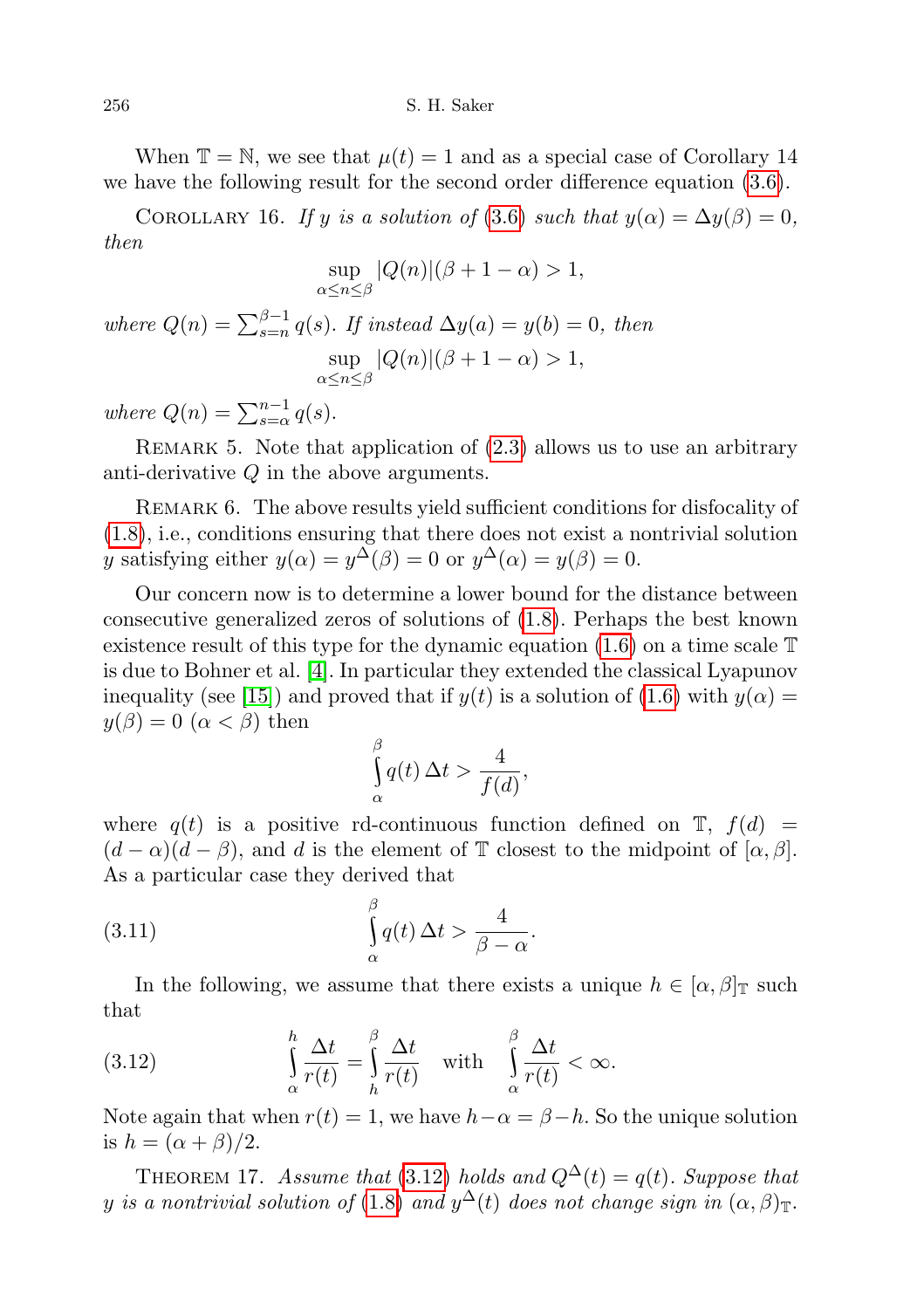When $\mathbb{T} = \mathbb{N}$, we see that $\mu(t) = 1$ and as a special case of Corollary 14 we have the following result for the second order difference equation (3.6).

Corollary 16. *If $y$ is a solution of (3.6) such that $y(\alpha) = \Delta y(\beta) = 0$, then*

$$\sup_{\alpha \le n \le \beta} |Q(n)|(\beta + 1 - \alpha) > 1,$$

*where $Q(n) = \sum_{s=n}^{\beta-1} q(s)$. If instead $\Delta y(a) = y(b) = 0$, then*

$$\sup_{\alpha \le n \le \beta} |Q(n)|(\beta + 1 - \alpha) > 1,$$

*where $Q(n) = \sum_{s=\alpha}^{n-1} q(s)$.*

Remark 5. Note that application of (2.3) allows us to use an arbitrary anti-derivative $Q$ in the above arguments.

Remark 6. The above results yield sufficient conditions for disfocality of (1.8), i.e., conditions ensuring that there does not exist a nontrivial solution $y$ satisfying either $y(\alpha) = y^{\Delta}(\beta) = 0$ or $y^{\Delta}(\alpha) = y(\beta) = 0$.

Our concern now is to determine a lower bound for the distance between consecutive generalized zeros of solutions of (1.8). Perhaps the best known existence result of this type for the dynamic equation (1.6) on a time scale $\mathbb{T}$ is due to Bohner et al. [4]. In particular they extended the classical Lyapunov inequality (see [15]) and proved that if $y(t)$ is a solution of (1.6) with $y(\alpha) = y(\beta) = 0$ $(\alpha < \beta)$ then

$$\int_{\alpha}^{\beta} q(t)\,\Delta t > \frac{4}{f(d)},$$

where $q(t)$ is a positive rd-continuous function defined on $\mathbb{T}$, $f(d) = (d - \alpha)(d - \beta)$, and $d$ is the element of $\mathbb{T}$ closest to the midpoint of $[\alpha, \beta]$. As a particular case they derived that

$$\int_{\alpha}^{\beta} q(t)\,\Delta t > \frac{4}{\beta - \alpha}. \tag{3.11}$$

In the following, we assume that there exists a unique $h \in [\alpha, \beta]_{\mathbb{T}}$ such that

$$\int_{\alpha}^{h} \frac{\Delta t}{r(t)} = \int_{h}^{\beta} \frac{\Delta t}{r(t)} \quad \text{with} \quad \int_{\alpha}^{\beta} \frac{\Delta t}{r(t)} < \infty. \tag{3.12}$$

Note again that when $r(t) = 1$, we have $h - \alpha = \beta - h$. So the unique solution is $h = (\alpha + \beta)/2$.

Theorem 17. *Assume that (3.12) holds and $Q^{\Delta}(t) = q(t)$. Suppose that $y$ is a nontrivial solution of (1.8) and $y^{\Delta}(t)$ does not change sign in $(\alpha, \beta)_{\mathbb{T}}$.*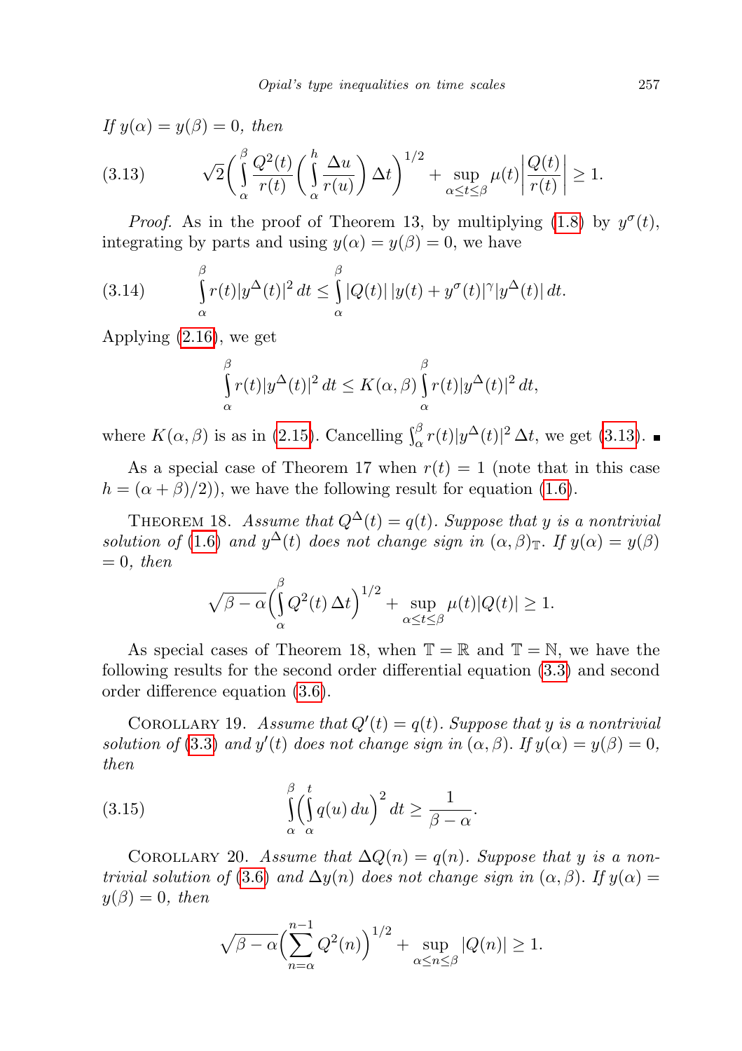*If* $y(\alpha) = y(\beta) = 0$, *then*

$$\sqrt{2}\bigg(\int_\alpha^\beta \frac{Q^2(t)}{r(t)}\bigg(\int_\alpha^h \frac{\Delta u}{r(u)}\bigg)\,\Delta t\bigg)^{1/2} + \sup_{\alpha\le t\le\beta} \mu(t)\bigg|\frac{Q(t)}{r(t)}\bigg| \ge 1. \tag{3.13}$$

*Proof.* As in the proof of Theorem 13, by multiplying (1.8) by $y^\sigma(t)$, integrating by parts and using $y(\alpha) = y(\beta) = 0$, we have

$$\int_\alpha^\beta r(t)|y^\Delta(t)|^2\,dt \le \int_\alpha^\beta |Q(t)|\,|y(t) + y^\sigma(t)|^\gamma |y^\Delta(t)|\,dt. \tag{3.14}$$

Applying (2.16), we get

$$\int_\alpha^\beta r(t)|y^\Delta(t)|^2\,dt \le K(\alpha,\beta)\int_\alpha^\beta r(t)|y^\Delta(t)|^2\,dt,$$

where $K(\alpha,\beta)$ is as in (2.15). Cancelling $\int_\alpha^\beta r(t)|y^\Delta(t)|^2\,\Delta t$, we get (3.13). ∎

As a special case of Theorem 17 when $r(t) = 1$ (note that in this case $h = (\alpha+\beta)/2)$), we have the following result for equation (1.6).

Theorem 18. *Assume that* $Q^\Delta(t) = q(t)$. *Suppose that* $y$ *is a nontrivial solution of* (1.6) *and* $y^\Delta(t)$ *does not change sign in* $(\alpha,\beta)_{\mathbb{T}}$. *If* $y(\alpha) = y(\beta) = 0$, *then*

$$\sqrt{\beta-\alpha}\bigg(\int_\alpha^\beta Q^2(t)\,\Delta t\bigg)^{1/2} + \sup_{\alpha\le t\le\beta}\mu(t)|Q(t)| \ge 1.$$

As special cases of Theorem 18, when $\mathbb{T} = \mathbb{R}$ and $\mathbb{T} = \mathbb{N}$, we have the following results for the second order differential equation (3.3) and second order difference equation (3.6).

Corollary 19. *Assume that* $Q'(t) = q(t)$. *Suppose that* $y$ *is a nontrivial solution of* (3.3) *and* $y'(t)$ *does not change sign in* $(\alpha,\beta)$. *If* $y(\alpha) = y(\beta) = 0$, *then*

$$\int_\alpha^\beta\bigg(\int_\alpha^t q(u)\,du\bigg)^2\,dt \ge \frac{1}{\beta-\alpha}. \tag{3.15}$$

Corollary 20. *Assume that* $\Delta Q(n) = q(n)$. *Suppose that* $y$ *is a nontrivial solution of* (3.6) *and* $\Delta y(n)$ *does not change sign in* $(\alpha,\beta)$. *If* $y(\alpha) = y(\beta) = 0$, *then*

$$\sqrt{\beta-\alpha}\bigg(\sum_{n=\alpha}^{n-1} Q^2(n)\bigg)^{1/2} + \sup_{\alpha\le n\le\beta}|Q(n)| \ge 1.$$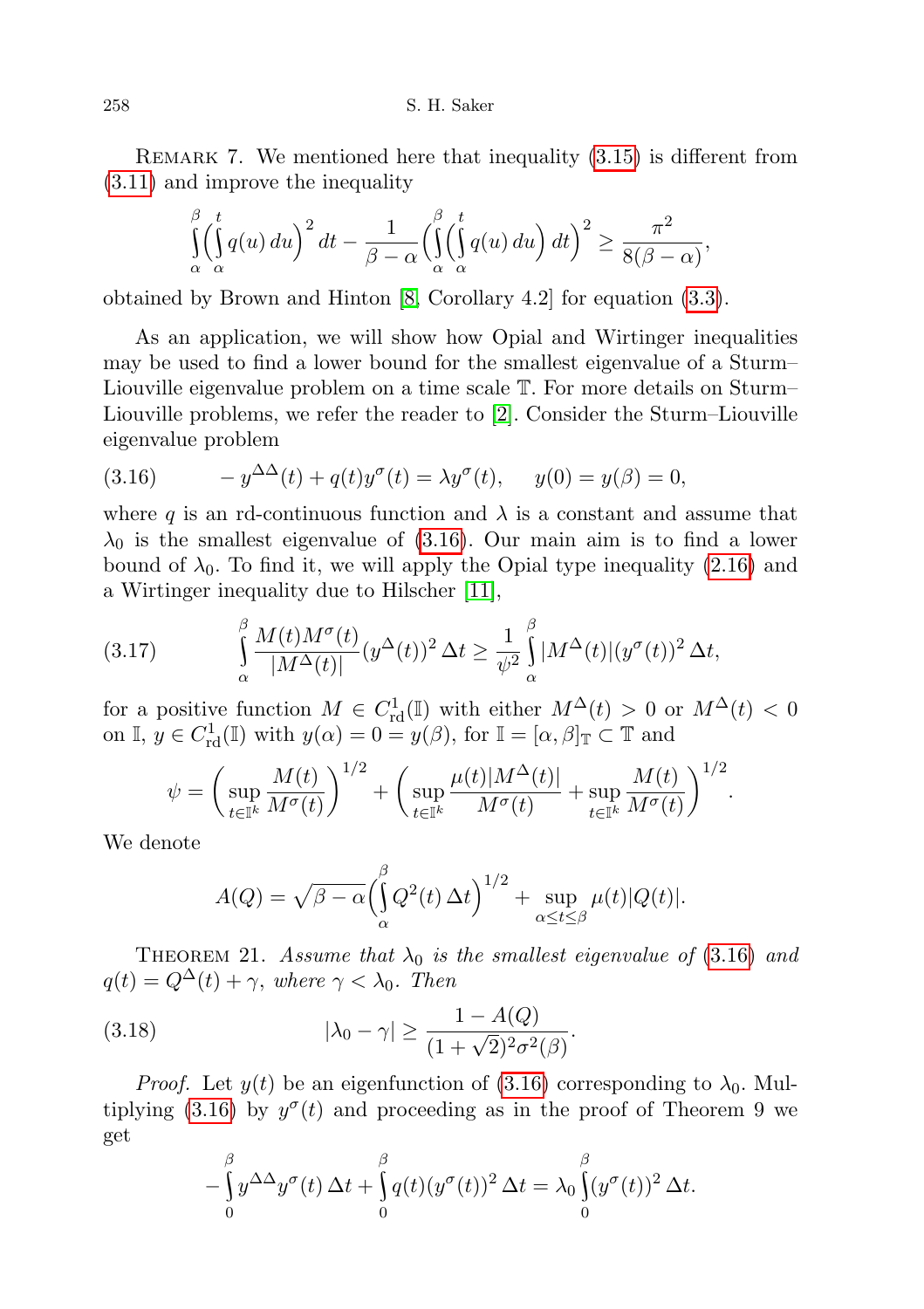Remark 7. We mentioned here that inequality (3.15) is different from (3.11) and improve the inequality

$$\int_\alpha^\beta \Big(\int_\alpha^t q(u)\,du\Big)^2\,dt - \frac{1}{\beta-\alpha}\Big(\int_\alpha^\beta \Big(\int_\alpha^t q(u)\,du\Big)\,dt\Big)^2 \geq \frac{\pi^2}{8(\beta-\alpha)},$$

obtained by Brown and Hinton [8, Corollary 4.2] for equation (3.3).

As an application, we will show how Opial and Wirtinger inequalities may be used to find a lower bound for the smallest eigenvalue of a Sturm–Liouville eigenvalue problem on a time scale $\mathbb{T}$. For more details on Sturm–Liouville problems, we refer the reader to [2]. Consider the Sturm–Liouville eigenvalue problem

$$-y^{\Delta\Delta}(t) + q(t)y^\sigma(t) = \lambda y^\sigma(t), \qquad y(0) = y(\beta) = 0, \tag{3.16}$$

where $q$ is an rd-continuous function and $\lambda$ is a constant and assume that $\lambda_0$ is the smallest eigenvalue of (3.16). Our main aim is to find a lower bound of $\lambda_0$. To find it, we will apply the Opial type inequality (2.16) and a Wirtinger inequality due to Hilscher [11],

$$\int_\alpha^\beta \frac{M(t)M^\sigma(t)}{|M^\Delta(t)|}(y^\Delta(t))^2\,\Delta t \geq \frac{1}{\psi^2}\int_\alpha^\beta |M^\Delta(t)|(y^\sigma(t))^2\,\Delta t, \tag{3.17}$$

for a positive function $M \in C^1_{\mathrm{rd}}(\mathbb{I})$ with either $M^\Delta(t) > 0$ or $M^\Delta(t) < 0$ on $\mathbb{I}$, $y \in C^1_{\mathrm{rd}}(\mathbb{I})$ with $y(\alpha) = 0 = y(\beta)$, for $\mathbb{I} = [\alpha,\beta]_{\mathbb{T}} \subset \mathbb{T}$ and

$$\psi = \Big(\sup_{t\in\mathbb{I}^k} \frac{M(t)}{M^\sigma(t)}\Big)^{1/2} + \Big(\sup_{t\in\mathbb{I}^k} \frac{\mu(t)|M^\Delta(t)|}{M^\sigma(t)} + \sup_{t\in\mathbb{I}^k} \frac{M(t)}{M^\sigma(t)}\Big)^{1/2}.$$

We denote

$$A(Q) = \sqrt{\beta-\alpha}\Big(\int_\alpha^\beta Q^2(t)\,\Delta t\Big)^{1/2} + \sup_{\alpha\leq t\leq\beta} \mu(t)|Q(t)|.$$

Theorem 21. *Assume that $\lambda_0$ is the smallest eigenvalue of (3.16) and $q(t) = Q^\Delta(t) + \gamma$, where $\gamma < \lambda_0$. Then*

$$|\lambda_0 - \gamma| \geq \frac{1 - A(Q)}{(1+\sqrt{2})^2\sigma^2(\beta)}. \tag{3.18}$$

*Proof.* Let $y(t)$ be an eigenfunction of (3.16) corresponding to $\lambda_0$. Multiplying (3.16) by $y^\sigma(t)$ and proceeding as in the proof of Theorem 9 we get

$$-\int_0^\beta y^{\Delta\Delta}y^\sigma(t)\,\Delta t + \int_0^\beta q(t)(y^\sigma(t))^2\,\Delta t = \lambda_0\int_0^\beta (y^\sigma(t))^2\,\Delta t.$$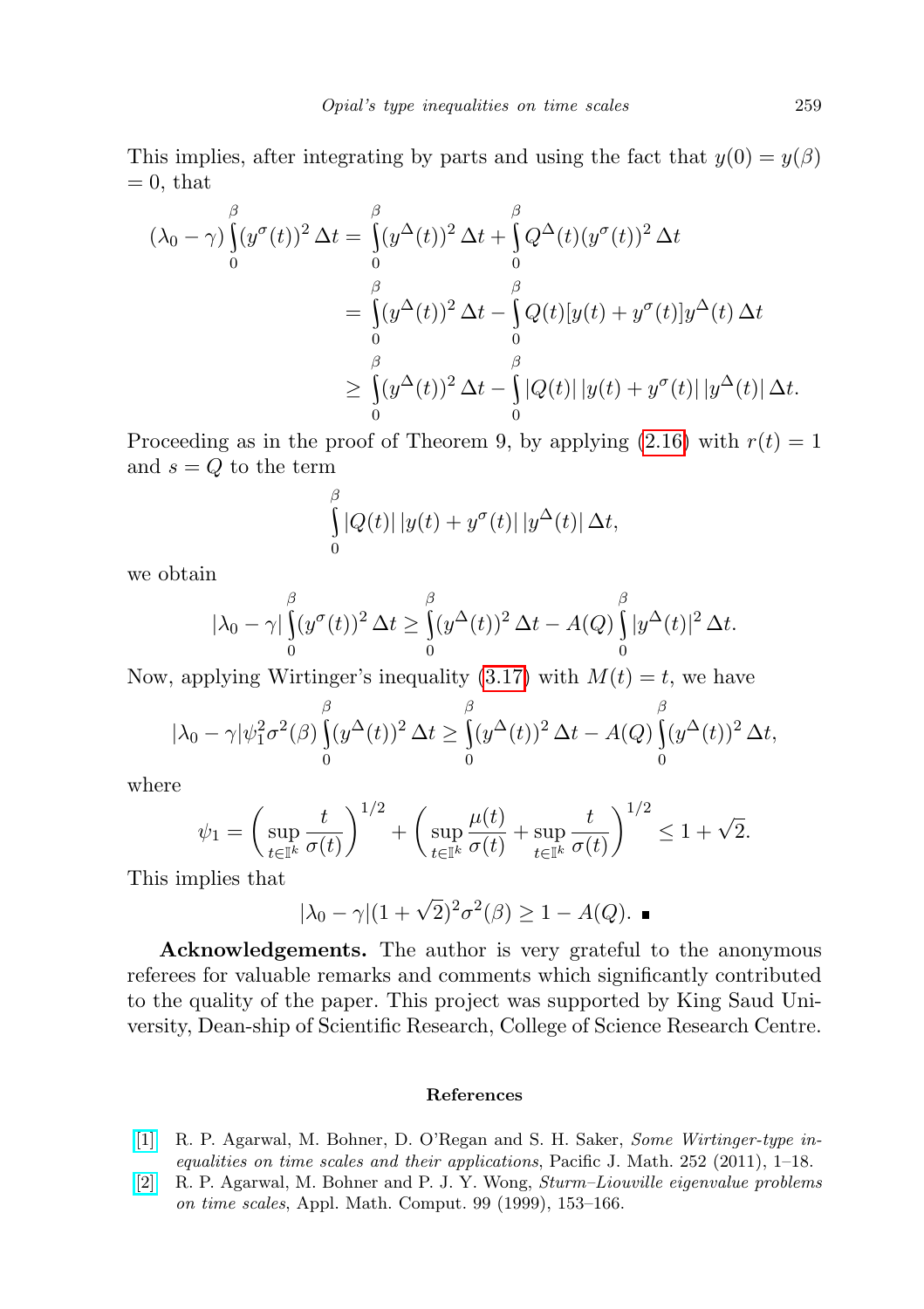This implies, after integrating by parts and using the fact that $y(0) = y(\beta) = 0$, that

$$
\begin{aligned}
(\lambda_0 - \gamma) \int_0^\beta (y^\sigma(t))^2 \, \Delta t &= \int_0^\beta (y^\Delta(t))^2 \, \Delta t + \int_0^\beta Q^\Delta(t)(y^\sigma(t))^2 \, \Delta t \\
&= \int_0^\beta (y^\Delta(t))^2 \, \Delta t - \int_0^\beta Q(t)[y(t) + y^\sigma(t)] y^\Delta(t) \, \Delta t \\
&\geq \int_0^\beta (y^\Delta(t))^2 \, \Delta t - \int_0^\beta |Q(t)| \, |y(t) + y^\sigma(t)| \, |y^\Delta(t)| \, \Delta t.
\end{aligned}
$$

Proceeding as in the proof of Theorem 9, by applying (2.16) with $r(t) = 1$ and $s = Q$ to the term

$$
\int_0^\beta |Q(t)| \, |y(t) + y^\sigma(t)| \, |y^\Delta(t)| \, \Delta t,
$$

we obtain

$$
|\lambda_0 - \gamma| \int_0^\beta (y^\sigma(t))^2 \, \Delta t \geq \int_0^\beta (y^\Delta(t))^2 \, \Delta t - A(Q) \int_0^\beta |y^\Delta(t)|^2 \, \Delta t.
$$

Now, applying Wirtinger's inequality (3.17) with $M(t) = t$, we have

$$
|\lambda_0 - \gamma| \psi_1^2 \sigma^2(\beta) \int_0^\beta (y^\Delta(t))^2 \, \Delta t \geq \int_0^\beta (y^\Delta(t))^2 \, \Delta t - A(Q) \int_0^\beta (y^\Delta(t))^2 \, \Delta t,
$$

where

$$
\psi_1 = \left( \sup_{t \in \mathbb{I}^k} \frac{t}{\sigma(t)} \right)^{1/2} + \left( \sup_{t \in \mathbb{I}^k} \frac{\mu(t)}{\sigma(t)} + \sup_{t \in \mathbb{I}^k} \frac{t}{\sigma(t)} \right)^{1/2} \leq 1 + \sqrt{2}.
$$

This implies that

$$
|\lambda_0 - \gamma| (1 + \sqrt{2})^2 \sigma^2(\beta) \geq 1 - A(Q). \ \blacksquare
$$

**Acknowledgements.** The author is very grateful to the anonymous referees for valuable remarks and comments which significantly contributed to the quality of the paper. This project was supported by King Saud University, Dean-ship of Scientific Research, College of Science Research Centre.

## References

[1] R. P. Agarwal, M. Bohner, D. O'Regan and S. H. Saker, *Some Wirtinger-type inequalities on time scales and their applications*, Pacific J. Math. 252 (2011), 1–18.

[2] R. P. Agarwal, M. Bohner and P. J. Y. Wong, *Sturm–Liouville eigenvalue problems on time scales*, Appl. Math. Comput. 99 (1999), 153–166.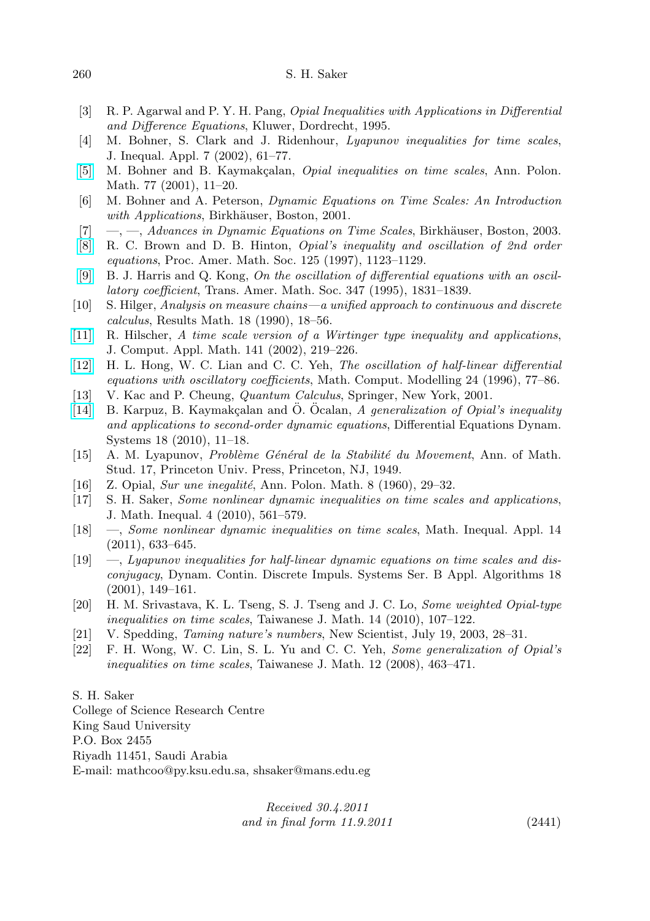[3] R. P. Agarwal and P. Y. H. Pang, *Opial Inequalities with Applications in Differential and Difference Equations*, Kluwer, Dordrecht, 1995.

[4] M. Bohner, S. Clark and J. Ridenhour, *Lyapunov inequalities for time scales*, J. Inequal. Appl. 7 (2002), 61–77.

[5] M. Bohner and B. Kaymakçalan, *Opial inequalities on time scales*, Ann. Polon. Math. 77 (2001), 11–20.

[6] M. Bohner and A. Peterson, *Dynamic Equations on Time Scales: An Introduction with Applications*, Birkhäuser, Boston, 2001.

[7] —, —, *Advances in Dynamic Equations on Time Scales*, Birkhäuser, Boston, 2003.

[8] R. C. Brown and D. B. Hinton, *Opial's inequality and oscillation of 2nd order equations*, Proc. Amer. Math. Soc. 125 (1997), 1123–1129.

[9] B. J. Harris and Q. Kong, *On the oscillation of differential equations with an oscillatory coefficient*, Trans. Amer. Math. Soc. 347 (1995), 1831–1839.

[10] S. Hilger, *Analysis on measure chains—a unified approach to continuous and discrete calculus*, Results Math. 18 (1990), 18–56.

[11] R. Hilscher, *A time scale version of a Wirtinger type inequality and applications*, J. Comput. Appl. Math. 141 (2002), 219–226.

[12] H. L. Hong, W. C. Lian and C. C. Yeh, *The oscillation of half-linear differential equations with oscillatory coefficients*, Math. Comput. Modelling 24 (1996), 77–86.

[13] V. Kac and P. Cheung, *Quantum Calculus*, Springer, New York, 2001.

[14] B. Karpuz, B. Kaymakçalan and Ö. Öcalan, *A generalization of Opial's inequality and applications to second-order dynamic equations*, Differential Equations Dynam. Systems 18 (2010), 11–18.

[15] A. M. Lyapunov, *Problème Général de la Stabilité du Movement*, Ann. of Math. Stud. 17, Princeton Univ. Press, Princeton, NJ, 1949.

[16] Z. Opial, *Sur une inegalité*, Ann. Polon. Math. 8 (1960), 29–32.

[17] S. H. Saker, *Some nonlinear dynamic inequalities on time scales and applications*, J. Math. Inequal. 4 (2010), 561–579.

[18] —, *Some nonlinear dynamic inequalities on time scales*, Math. Inequal. Appl. 14 (2011), 633–645.

[19] —, *Lyapunov inequalities for half-linear dynamic equations on time scales and disconjugacy*, Dynam. Contin. Discrete Impuls. Systems Ser. B Appl. Algorithms 18 (2001), 149–161.

[20] H. M. Srivastava, K. L. Tseng, S. J. Tseng and J. C. Lo, *Some weighted Opial-type inequalities on time scales*, Taiwanese J. Math. 14 (2010), 107–122.

[21] V. Spedding, *Taming nature's numbers*, New Scientist, July 19, 2003, 28–31.

[22] F. H. Wong, W. C. Lin, S. L. Yu and C. C. Yeh, *Some generalization of Opial's inequalities on time scales*, Taiwanese J. Math. 12 (2008), 463–471.

S. H. Saker
College of Science Research Centre
King Saud University
P.O. Box 2455
Riyadh 11451, Saudi Arabia
E-mail: mathcoo@py.ksu.edu.sa, shsaker@mans.edu.eg

*Received 30.4.2011*
*and in final form 11.9.2011* (2441)